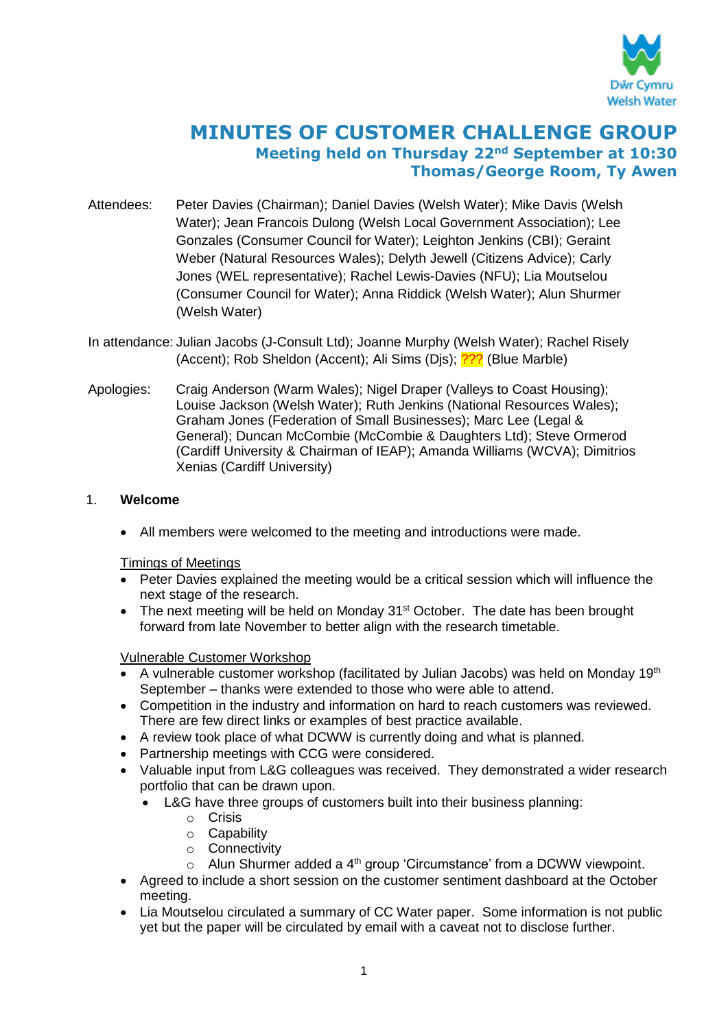# MINUTES OF CUSTOMER CHALLENGE GROUP

## Meeting held on Thursday 22nd September at 10:30
## Thomas/George Room, Ty Awen

Attendees: Peter Davies (Chairman); Daniel Davies (Welsh Water); Mike Davis (Welsh Water); Jean Francois Dulong (Welsh Local Government Association); Lee Gonzales (Consumer Council for Water); Leighton Jenkins (CBI); Geraint Weber (Natural Resources Wales); Delyth Jewell (Citizens Advice); Carly Jones (WEL representative); Rachel Lewis-Davies (NFU); Lia Moutselou (Consumer Council for Water); Anna Riddick (Welsh Water); Alun Shurmer (Welsh Water)

In attendance: Julian Jacobs (J-Consult Ltd); Joanne Murphy (Welsh Water); Rachel Risely (Accent); Rob Sheldon (Accent); Ali Sims (Djs); ??? (Blue Marble)

Apologies: Craig Anderson (Warm Wales); Nigel Draper (Valleys to Coast Housing); Louise Jackson (Welsh Water); Ruth Jenkins (National Resources Wales); Graham Jones (Federation of Small Businesses); Marc Lee (Legal & General); Duncan McCombie (McCombie & Daughters Ltd); Steve Ormerod (Cardiff University & Chairman of IEAP); Amanda Williams (WCVA); Dimitrios Xenias (Cardiff University)

1. **Welcome**

- All members were welcomed to the meeting and introductions were made.

Timings of Meetings

- Peter Davies explained the meeting would be a critical session which will influence the next stage of the research.
- The next meeting will be held on Monday 31st October. The date has been brought forward from late November to better align with the research timetable.

Vulnerable Customer Workshop

- A vulnerable customer workshop (facilitated by Julian Jacobs) was held on Monday 19th September – thanks were extended to those who were able to attend.
- Competition in the industry and information on hard to reach customers was reviewed. There are few direct links or examples of best practice available.
- A review took place of what DCWW is currently doing and what is planned.
- Partnership meetings with CCG were considered.
- Valuable input from L&G colleagues was received. They demonstrated a wider research portfolio that can be drawn upon.
  - L&G have three groups of customers built into their business planning:
    - Crisis
    - Capability
    - Connectivity
    - Alun Shurmer added a 4th group 'Circumstance' from a DCWW viewpoint.
- Agreed to include a short session on the customer sentiment dashboard at the October meeting.
- Lia Moutselou circulated a summary of CC Water paper. Some information is not public yet but the paper will be circulated by email with a caveat not to disclose further.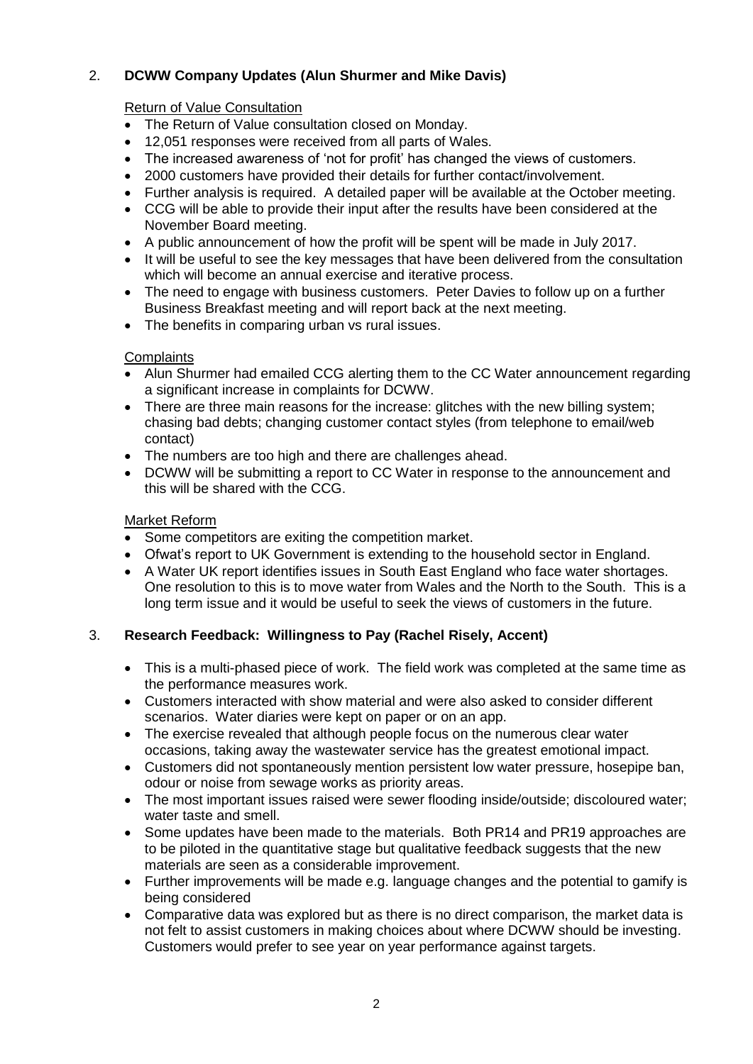## 2. **DCWW Company Updates (Alun Shurmer and Mike Davis)**

Return of Value Consultation

- The Return of Value consultation closed on Monday.
- 12,051 responses were received from all parts of Wales.
- The increased awareness of 'not for profit' has changed the views of customers.
- 2000 customers have provided their details for further contact/involvement.
- Further analysis is required. A detailed paper will be available at the October meeting.
- CCG will be able to provide their input after the results have been considered at the November Board meeting.
- A public announcement of how the profit will be spent will be made in July 2017.
- It will be useful to see the key messages that have been delivered from the consultation which will become an annual exercise and iterative process.
- The need to engage with business customers. Peter Davies to follow up on a further Business Breakfast meeting and will report back at the next meeting.
- The benefits in comparing urban vs rural issues.

Complaints

- Alun Shurmer had emailed CCG alerting them to the CC Water announcement regarding a significant increase in complaints for DCWW.
- There are three main reasons for the increase: glitches with the new billing system; chasing bad debts; changing customer contact styles (from telephone to email/web contact)
- The numbers are too high and there are challenges ahead.
- DCWW will be submitting a report to CC Water in response to the announcement and this will be shared with the CCG.

Market Reform

- Some competitors are exiting the competition market.
- Ofwat's report to UK Government is extending to the household sector in England.
- A Water UK report identifies issues in South East England who face water shortages. One resolution to this is to move water from Wales and the North to the South. This is a long term issue and it would be useful to seek the views of customers in the future.

## 3. **Research Feedback: Willingness to Pay (Rachel Risely, Accent)**

- This is a multi-phased piece of work. The field work was completed at the same time as the performance measures work.
- Customers interacted with show material and were also asked to consider different scenarios. Water diaries were kept on paper or on an app.
- The exercise revealed that although people focus on the numerous clear water occasions, taking away the wastewater service has the greatest emotional impact.
- Customers did not spontaneously mention persistent low water pressure, hosepipe ban, odour or noise from sewage works as priority areas.
- The most important issues raised were sewer flooding inside/outside; discoloured water; water taste and smell.
- Some updates have been made to the materials. Both PR14 and PR19 approaches are to be piloted in the quantitative stage but qualitative feedback suggests that the new materials are seen as a considerable improvement.
- Further improvements will be made e.g. language changes and the potential to gamify is being considered
- Comparative data was explored but as there is no direct comparison, the market data is not felt to assist customers in making choices about where DCWW should be investing. Customers would prefer to see year on year performance against targets.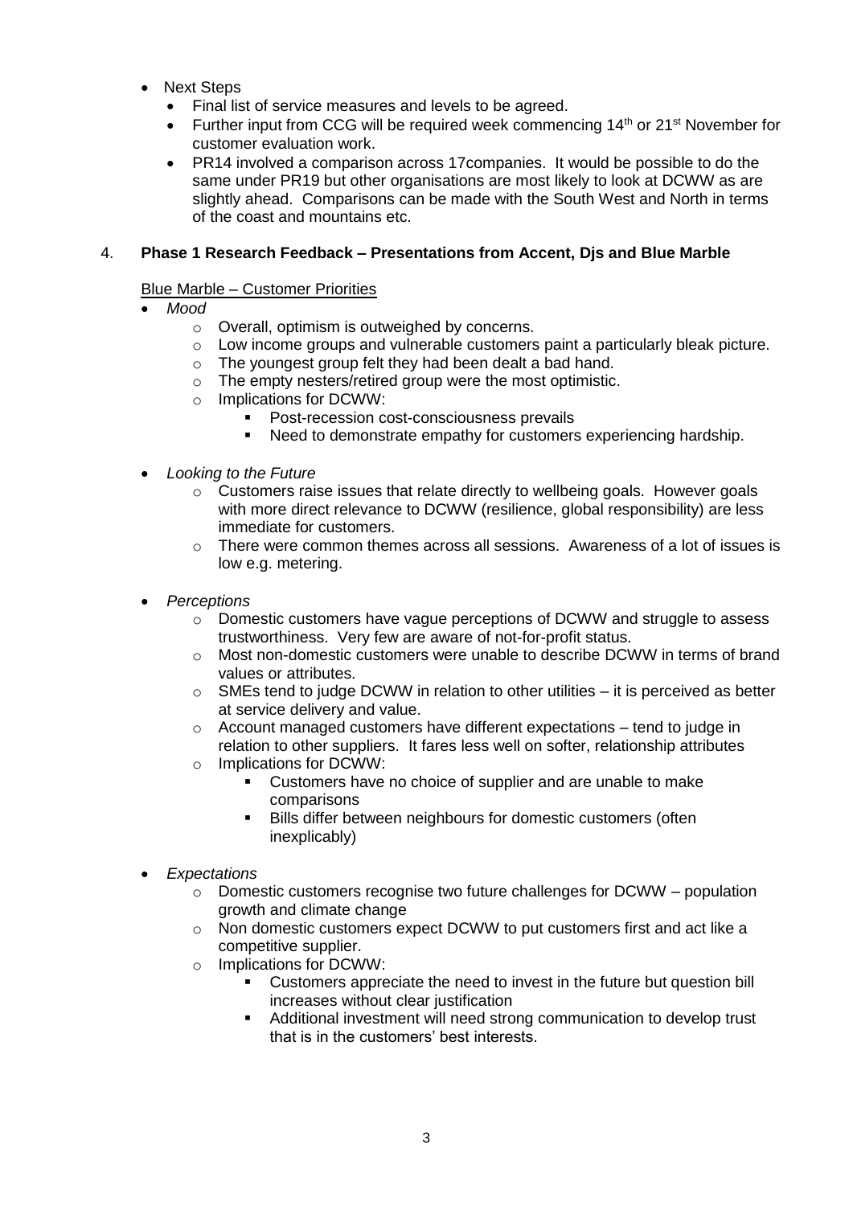- Next Steps
  - Final list of service measures and levels to be agreed.
  - Further input from CCG will be required week commencing 14th or 21st November for customer evaluation work.
  - PR14 involved a comparison across 17companies. It would be possible to do the same under PR19 but other organisations are most likely to look at DCWW as are slightly ahead. Comparisons can be made with the South West and North in terms of the coast and mountains etc.

4. **Phase 1 Research Feedback – Presentations from Accent, Djs and Blue Marble**

Blue Marble – Customer Priorities

- *Mood*
  - Overall, optimism is outweighed by concerns.
  - Low income groups and vulnerable customers paint a particularly bleak picture.
  - The youngest group felt they had been dealt a bad hand.
  - The empty nesters/retired group were the most optimistic.
  - Implications for DCWW:
    - Post-recession cost-consciousness prevails
    - Need to demonstrate empathy for customers experiencing hardship.

- *Looking to the Future*
  - Customers raise issues that relate directly to wellbeing goals. However goals with more direct relevance to DCWW (resilience, global responsibility) are less immediate for customers.
  - There were common themes across all sessions. Awareness of a lot of issues is low e.g. metering.

- *Perceptions*
  - Domestic customers have vague perceptions of DCWW and struggle to assess trustworthiness. Very few are aware of not-for-profit status.
  - Most non-domestic customers were unable to describe DCWW in terms of brand values or attributes.
  - SMEs tend to judge DCWW in relation to other utilities – it is perceived as better at service delivery and value.
  - Account managed customers have different expectations – tend to judge in relation to other suppliers. It fares less well on softer, relationship attributes
  - Implications for DCWW:
    - Customers have no choice of supplier and are unable to make comparisons
    - Bills differ between neighbours for domestic customers (often inexplicably)

- *Expectations*
  - Domestic customers recognise two future challenges for DCWW – population growth and climate change
  - Non domestic customers expect DCWW to put customers first and act like a competitive supplier.
  - Implications for DCWW:
    - Customers appreciate the need to invest in the future but question bill increases without clear justification
    - Additional investment will need strong communication to develop trust that is in the customers' best interests.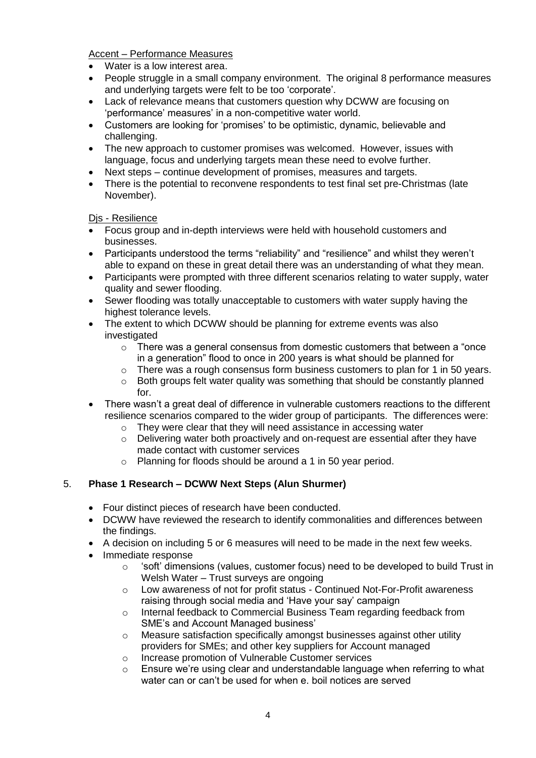Accent – Performance Measures

- Water is a low interest area.
- People struggle in a small company environment. The original 8 performance measures and underlying targets were felt to be too 'corporate'.
- Lack of relevance means that customers question why DCWW are focusing on 'performance' measures' in a non-competitive water world.
- Customers are looking for 'promises' to be optimistic, dynamic, believable and challenging.
- The new approach to customer promises was welcomed. However, issues with language, focus and underlying targets mean these need to evolve further.
- Next steps – continue development of promises, measures and targets.
- There is the potential to reconvene respondents to test final set pre-Christmas (late November).

Djs - Resilience

- Focus group and in-depth interviews were held with household customers and businesses.
- Participants understood the terms "reliability" and "resilience" and whilst they weren't able to expand on these in great detail there was an understanding of what they mean.
- Participants were prompted with three different scenarios relating to water supply, water quality and sewer flooding.
- Sewer flooding was totally unacceptable to customers with water supply having the highest tolerance levels.
- The extent to which DCWW should be planning for extreme events was also investigated
    - There was a general consensus from domestic customers that between a "once in a generation" flood to once in 200 years is what should be planned for
    - There was a rough consensus form business customers to plan for 1 in 50 years.
    - Both groups felt water quality was something that should be constantly planned for.
- There wasn't a great deal of difference in vulnerable customers reactions to the different resilience scenarios compared to the wider group of participants. The differences were:
    - They were clear that they will need assistance in accessing water
    - Delivering water both proactively and on-request are essential after they have made contact with customer services
    - Planning for floods should be around a 1 in 50 year period.

5. **Phase 1 Research – DCWW Next Steps (Alun Shurmer)**

- Four distinct pieces of research have been conducted.
- DCWW have reviewed the research to identify commonalities and differences between the findings.
- A decision on including 5 or 6 measures will need to be made in the next few weeks.
- Immediate response
    - 'soft' dimensions (values, customer focus) need to be developed to build Trust in Welsh Water – Trust surveys are ongoing
    - Low awareness of not for profit status - Continued Not-For-Profit awareness raising through social media and 'Have your say' campaign
    - Internal feedback to Commercial Business Team regarding feedback from SME's and Account Managed business'
    - Measure satisfaction specifically amongst businesses against other utility providers for SMEs; and other key suppliers for Account managed
    - Increase promotion of Vulnerable Customer services
    - Ensure we're using clear and understandable language when referring to what water can or can't be used for when e. boil notices are served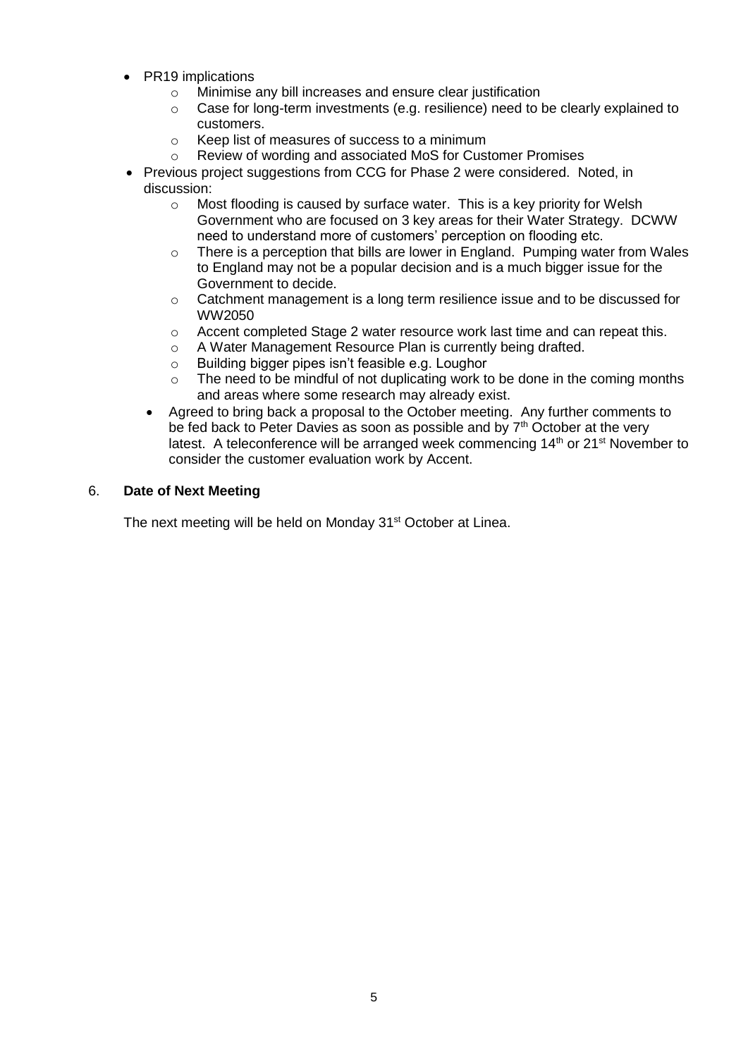- PR19 implications
    - Minimise any bill increases and ensure clear justification
    - Case for long-term investments (e.g. resilience) need to be clearly explained to customers.
    - Keep list of measures of success to a minimum
    - Review of wording and associated MoS for Customer Promises
- Previous project suggestions from CCG for Phase 2 were considered. Noted, in discussion:
    - Most flooding is caused by surface water. This is a key priority for Welsh Government who are focused on 3 key areas for their Water Strategy. DCWW need to understand more of customers' perception on flooding etc.
    - There is a perception that bills are lower in England. Pumping water from Wales to England may not be a popular decision and is a much bigger issue for the Government to decide.
    - Catchment management is a long term resilience issue and to be discussed for WW2050
    - Accent completed Stage 2 water resource work last time and can repeat this.
    - A Water Management Resource Plan is currently being drafted.
    - Building bigger pipes isn't feasible e.g. Loughor
    - The need to be mindful of not duplicating work to be done in the coming months and areas where some research may already exist.
- Agreed to bring back a proposal to the October meeting. Any further comments to be fed back to Peter Davies as soon as possible and by 7th October at the very latest. A teleconference will be arranged week commencing 14th or 21st November to consider the customer evaluation work by Accent.

6. **Date of Next Meeting**

The next meeting will be held on Monday 31st October at Linea.